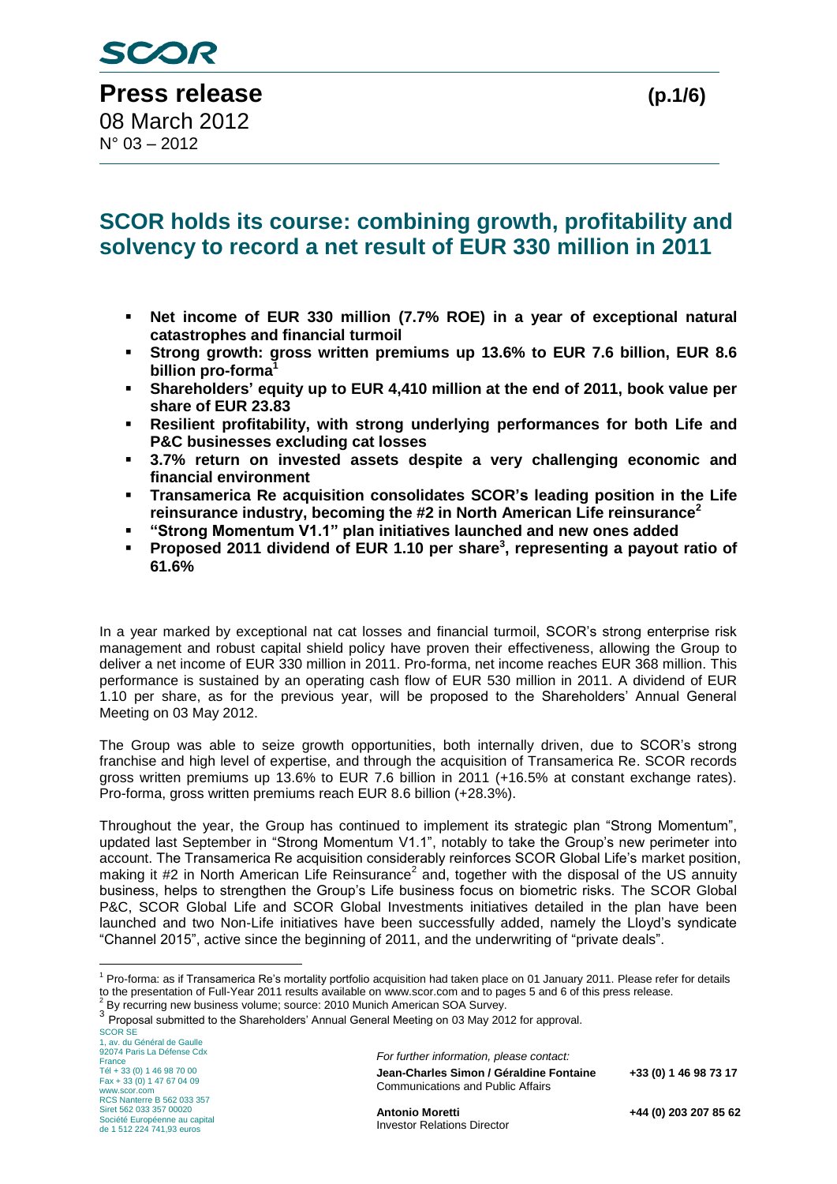# SCOR

**Press release**

08 March 2012
N° 03 – 2012

## SCOR holds its course: combining growth, profitability and solvency to record a net result of EUR 330 million in 2011

- **Net income of EUR 330 million (7.7% ROE) in a year of exceptional natural catastrophes and financial turmoil**
- **Strong growth: gross written premiums up 13.6% to EUR 7.6 billion, EUR 8.6 billion pro-forma[1]**
- **Shareholders' equity up to EUR 4,410 million at the end of 2011, book value per share of EUR 23.83**
- **Resilient profitability, with strong underlying performances for both Life and P&C businesses excluding cat losses**
- **3.7% return on invested assets despite a very challenging economic and financial environment**
- **Transamerica Re acquisition consolidates SCOR's leading position in the Life reinsurance industry, becoming the #2 in North American Life reinsurance[2]**
- **"Strong Momentum V1.1" plan initiatives launched and new ones added**
- **Proposed 2011 dividend of EUR 1.10 per share[3], representing a payout ratio of 61.6%**

In a year marked by exceptional nat cat losses and financial turmoil, SCOR's strong enterprise risk management and robust capital shield policy have proven their effectiveness, allowing the Group to deliver a net income of EUR 330 million in 2011. Pro-forma, net income reaches EUR 368 million. This performance is sustained by an operating cash flow of EUR 530 million in 2011. A dividend of EUR 1.10 per share, as for the previous year, will be proposed to the Shareholders' Annual General Meeting on 03 May 2012.

The Group was able to seize growth opportunities, both internally driven, due to SCOR's strong franchise and high level of expertise, and through the acquisition of Transamerica Re. SCOR records gross written premiums up 13.6% to EUR 7.6 billion in 2011 (+16.5% at constant exchange rates). Pro-forma, gross written premiums reach EUR 8.6 billion (+28.3%).

Throughout the year, the Group has continued to implement its strategic plan "Strong Momentum", updated last September in "Strong Momentum V1.1", notably to take the Group's new perimeter into account. The Transamerica Re acquisition considerably reinforces SCOR Global Life's market position, making it #2 in North American Life Reinsurance[2] and, together with the disposal of the US annuity business, helps to strengthen the Group's Life business focus on biometric risks. The SCOR Global P&C, SCOR Global Life and SCOR Global Investments initiatives detailed in the plan have been launched and two Non-Life initiatives have been successfully added, namely the Lloyd's syndicate "Channel 2015", active since the beginning of 2011, and the underwriting of "private deals".

[1] Pro-forma: as if Transamerica Re's mortality portfolio acquisition had taken place on 01 January 2011. Please refer for details to the presentation of Full-Year 2011 results available on www.scor.com and to pages 5 and 6 of this press release.

[2] By recurring new business volume; source: 2010 Munich American SOA Survey.

[3] Proposal submitted to the Shareholders' Annual General Meeting on 03 May 2012 for approval.

SCOR SE
1, av. du Général de Gaulle
92074 Paris La Défense Cdx
France
Tél + 33 (0) 1 46 98 70 00
Fax + 33 (0) 1 47 67 04 09
www.scor.com
RCS Nanterre B 562 033 357
Siret 562 033 357 00020
Société Européenne au capital de 1 512 224 741,93 euros

*For further information, please contact:*

**Jean-Charles Simon / Géraldine Fontaine** — **+33 (0) 1 46 98 73 17**
Communications and Public Affairs

**Antonio Moretti** — **+44 (0) 203 207 85 62**
Investor Relations Director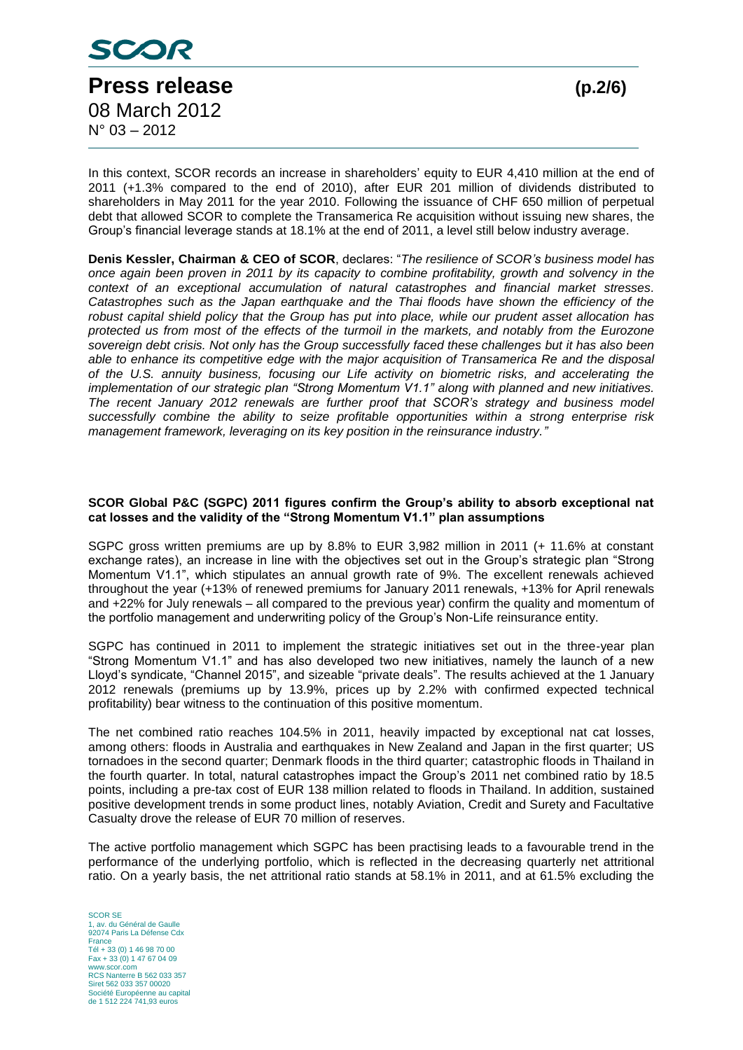In this context, SCOR records an increase in shareholders' equity to EUR 4,410 million at the end of 2011 (+1.3% compared to the end of 2010), after EUR 201 million of dividends distributed to shareholders in May 2011 for the year 2010. Following the issuance of CHF 650 million of perpetual debt that allowed SCOR to complete the Transamerica Re acquisition without issuing new shares, the Group's financial leverage stands at 18.1% at the end of 2011, a level still below industry average.

**Denis Kessler, Chairman & CEO of SCOR**, declares: "*The resilience of SCOR's business model has once again been proven in 2011 by its capacity to combine profitability, growth and solvency in the context of an exceptional accumulation of natural catastrophes and financial market stresses. Catastrophes such as the Japan earthquake and the Thai floods have shown the efficiency of the robust capital shield policy that the Group has put into place, while our prudent asset allocation has protected us from most of the effects of the turmoil in the markets, and notably from the Eurozone sovereign debt crisis. Not only has the Group successfully faced these challenges but it has also been able to enhance its competitive edge with the major acquisition of Transamerica Re and the disposal of the U.S. annuity business, focusing our Life activity on biometric risks, and accelerating the implementation of our strategic plan "Strong Momentum V1.1" along with planned and new initiatives. The recent January 2012 renewals are further proof that SCOR's strategy and business model successfully combine the ability to seize profitable opportunities within a strong enterprise risk management framework, leveraging on its key position in the reinsurance industry.*"

**SCOR Global P&C (SGPC) 2011 figures confirm the Group's ability to absorb exceptional nat cat losses and the validity of the "Strong Momentum V1.1" plan assumptions**

SGPC gross written premiums are up by 8.8% to EUR 3,982 million in 2011 (+ 11.6% at constant exchange rates), an increase in line with the objectives set out in the Group's strategic plan "Strong Momentum V1.1", which stipulates an annual growth rate of 9%. The excellent renewals achieved throughout the year (+13% of renewed premiums for January 2011 renewals, +13% for April renewals and +22% for July renewals – all compared to the previous year) confirm the quality and momentum of the portfolio management and underwriting policy of the Group's Non-Life reinsurance entity.

SGPC has continued in 2011 to implement the strategic initiatives set out in the three-year plan "Strong Momentum V1.1" and has also developed two new initiatives, namely the launch of a new Lloyd's syndicate, "Channel 2015", and sizeable "private deals". The results achieved at the 1 January 2012 renewals (premiums up by 13.9%, prices up by 2.2% with confirmed expected technical profitability) bear witness to the continuation of this positive momentum.

The net combined ratio reaches 104.5% in 2011, heavily impacted by exceptional nat cat losses, among others: floods in Australia and earthquakes in New Zealand and Japan in the first quarter; US tornadoes in the second quarter; Denmark floods in the third quarter; catastrophic floods in Thailand in the fourth quarter. In total, natural catastrophes impact the Group's 2011 net combined ratio by 18.5 points, including a pre-tax cost of EUR 138 million related to floods in Thailand. In addition, sustained positive development trends in some product lines, notably Aviation, Credit and Surety and Facultative Casualty drove the release of EUR 70 million of reserves.

The active portfolio management which SGPC has been practising leads to a favourable trend in the performance of the underlying portfolio, which is reflected in the decreasing quarterly net attritional ratio. On a yearly basis, the net attritional ratio stands at 58.1% in 2011, and at 61.5% excluding the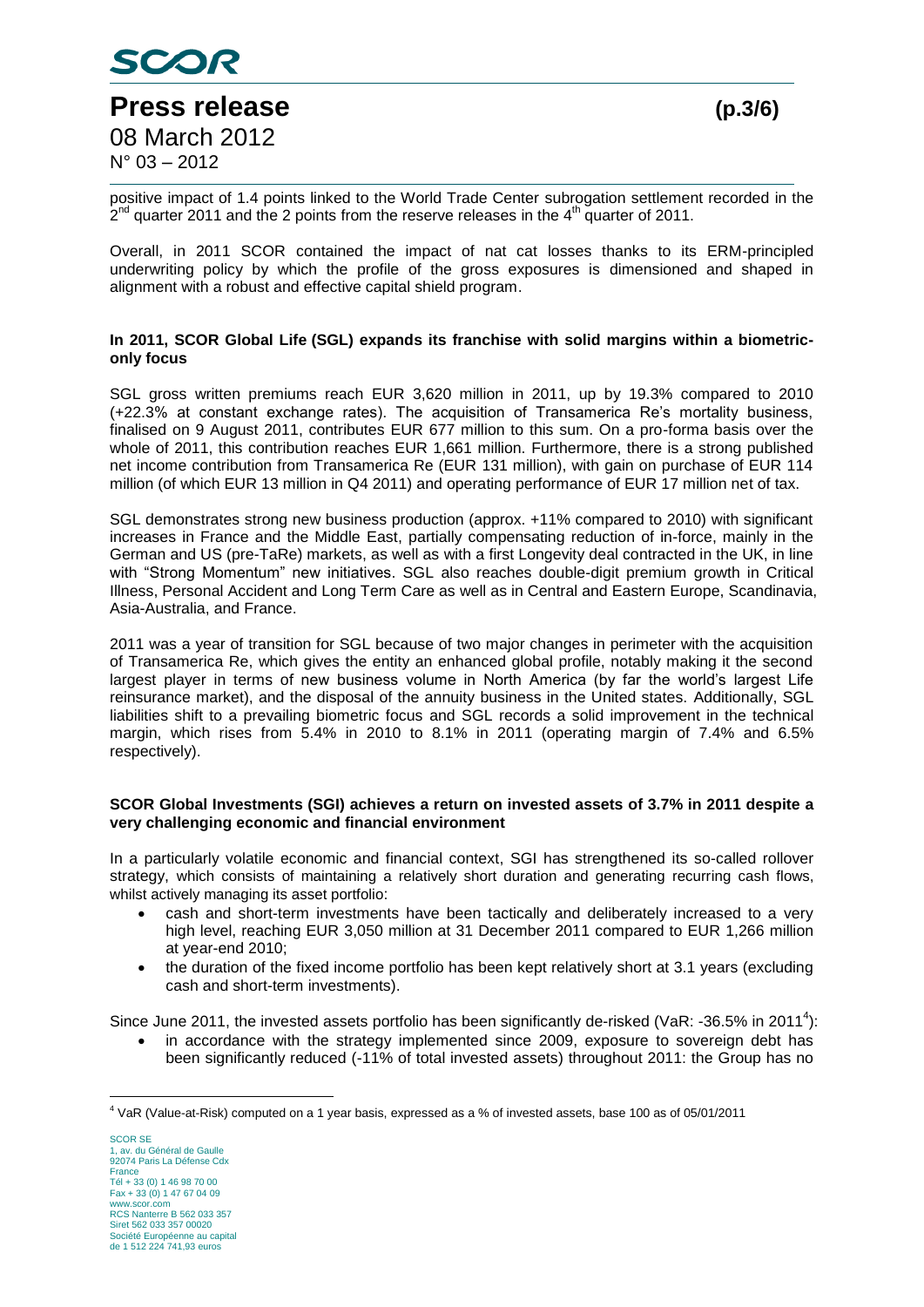positive impact of 1.4 points linked to the World Trade Center subrogation settlement recorded in the 2nd quarter 2011 and the 2 points from the reserve releases in the 4th quarter of 2011.

Overall, in 2011 SCOR contained the impact of nat cat losses thanks to its ERM-principled underwriting policy by which the profile of the gross exposures is dimensioned and shaped in alignment with a robust and effective capital shield program.

**In 2011, SCOR Global Life (SGL) expands its franchise with solid margins within a biometric-only focus**

SGL gross written premiums reach EUR 3,620 million in 2011, up by 19.3% compared to 2010 (+22.3% at constant exchange rates). The acquisition of Transamerica Re's mortality business, finalised on 9 August 2011, contributes EUR 677 million to this sum. On a pro-forma basis over the whole of 2011, this contribution reaches EUR 1,661 million. Furthermore, there is a strong published net income contribution from Transamerica Re (EUR 131 million), with gain on purchase of EUR 114 million (of which EUR 13 million in Q4 2011) and operating performance of EUR 17 million net of tax.

SGL demonstrates strong new business production (approx. +11% compared to 2010) with significant increases in France and the Middle East, partially compensating reduction of in-force, mainly in the German and US (pre-TaRe) markets, as well as with a first Longevity deal contracted in the UK, in line with "Strong Momentum" new initiatives. SGL also reaches double-digit premium growth in Critical Illness, Personal Accident and Long Term Care as well as in Central and Eastern Europe, Scandinavia, Asia-Australia, and France.

2011 was a year of transition for SGL because of two major changes in perimeter with the acquisition of Transamerica Re, which gives the entity an enhanced global profile, notably making it the second largest player in terms of new business volume in North America (by far the world's largest Life reinsurance market), and the disposal of the annuity business in the United states. Additionally, SGL liabilities shift to a prevailing biometric focus and SGL records a solid improvement in the technical margin, which rises from 5.4% in 2010 to 8.1% in 2011 (operating margin of 7.4% and 6.5% respectively).

**SCOR Global Investments (SGI) achieves a return on invested assets of 3.7% in 2011 despite a very challenging economic and financial environment**

In a particularly volatile economic and financial context, SGI has strengthened its so-called rollover strategy, which consists of maintaining a relatively short duration and generating recurring cash flows, whilst actively managing its asset portfolio:

- cash and short-term investments have been tactically and deliberately increased to a very high level, reaching EUR 3,050 million at 31 December 2011 compared to EUR 1,266 million at year-end 2010;
- the duration of the fixed income portfolio has been kept relatively short at 3.1 years (excluding cash and short-term investments).

Since June 2011, the invested assets portfolio has been significantly de-risked (VaR: -36.5% in 2011[4]):

- in accordance with the strategy implemented since 2009, exposure to sovereign debt has been significantly reduced (-11% of total invested assets) throughout 2011: the Group has no

[4] VaR (Value-at-Risk) computed on a 1 year basis, expressed as a % of invested assets, base 100 as of 05/01/2011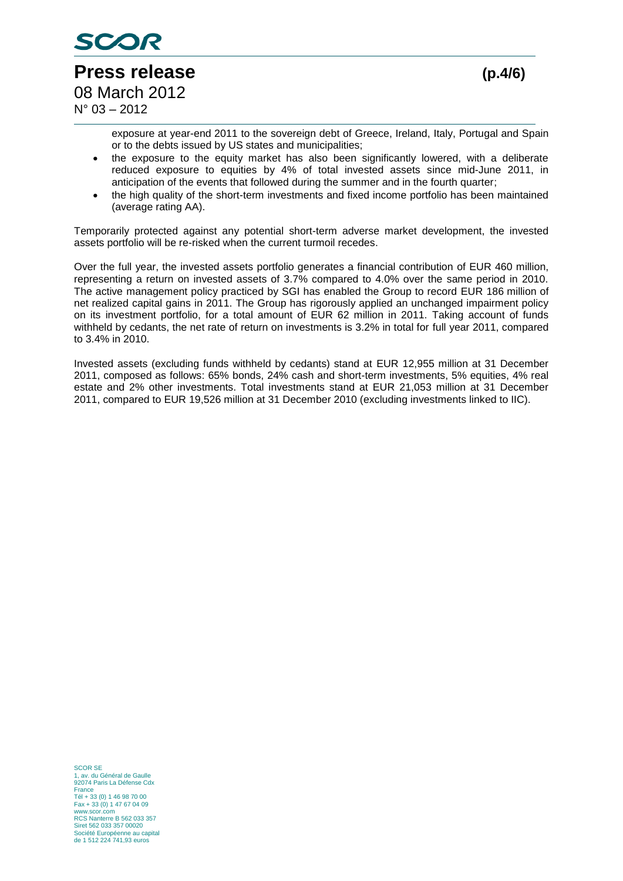exposure at year-end 2011 to the sovereign debt of Greece, Ireland, Italy, Portugal and Spain or to the debts issued by US states and municipalities;

- the exposure to the equity market has also been significantly lowered, with a deliberate reduced exposure to equities by 4% of total invested assets since mid-June 2011, in anticipation of the events that followed during the summer and in the fourth quarter;
- the high quality of the short-term investments and fixed income portfolio has been maintained (average rating AA).

Temporarily protected against any potential short-term adverse market development, the invested assets portfolio will be re-risked when the current turmoil recedes.

Over the full year, the invested assets portfolio generates a financial contribution of EUR 460 million, representing a return on invested assets of 3.7% compared to 4.0% over the same period in 2010. The active management policy practiced by SGI has enabled the Group to record EUR 186 million of net realized capital gains in 2011. The Group has rigorously applied an unchanged impairment policy on its investment portfolio, for a total amount of EUR 62 million in 2011. Taking account of funds withheld by cedants, the net rate of return on investments is 3.2% in total for full year 2011, compared to 3.4% in 2010.

Invested assets (excluding funds withheld by cedants) stand at EUR 12,955 million at 31 December 2011, composed as follows: 65% bonds, 24% cash and short-term investments, 5% equities, 4% real estate and 2% other investments. Total investments stand at EUR 21,053 million at 31 December 2011, compared to EUR 19,526 million at 31 December 2010 (excluding investments linked to IIC).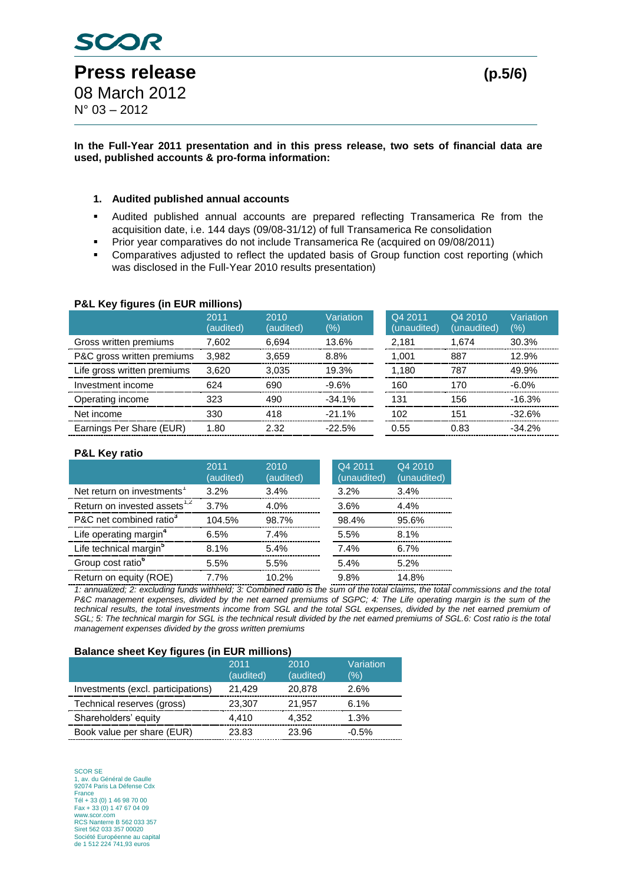# Press release

08 March 2012
N° 03 – 2012

**In the Full-Year 2011 presentation and in this press release, two sets of financial data are used, published accounts & pro-forma information:**

1. **Audited published annual accounts**

- Audited published annual accounts are prepared reflecting Transamerica Re from the acquisition date, i.e. 144 days (09/08-31/12) of full Transamerica Re consolidation
- Prior year comparatives do not include Transamerica Re (acquired on 09/08/2011)
- Comparatives adjusted to reflect the updated basis of Group function cost reporting (which was disclosed in the Full-Year 2010 results presentation)

**P&L Key figures (in EUR millions)**

| | 2011 (audited) | 2010 (audited) | Variation (%) | Q4 2011 (unaudited) | Q4 2010 (unaudited) | Variation (%) |
|---|---|---|---|---|---|---|
| Gross written premiums | 7,602 | 6,694 | 13.6% | 2,181 | 1,674 | 30.3% |
| P&C gross written premiums | 3,982 | 3,659 | 8.8% | 1,001 | 887 | 12.9% |
| Life gross written premiums | 3,620 | 3,035 | 19.3% | 1,180 | 787 | 49.9% |
| Investment income | 624 | 690 | -9.6% | 160 | 170 | -6.0% |
| Operating income | 323 | 490 | -34.1% | 131 | 156 | -16.3% |
| Net income | 330 | 418 | -21.1% | 102 | 151 | -32.6% |
| Earnings Per Share (EUR) | 1.80 | 2.32 | -22.5% | 0.55 | 0.83 | -34.2% |

**P&L Key ratio**

| | 2011 (audited) | 2010 (audited) | Q4 2011 (unaudited) | Q4 2010 (unaudited) |
|---|---|---|---|---|
| Net return on investments[1] | 3.2% | 3.4% | 3.2% | 3.4% |
| Return on invested assets[1,2] | 3.7% | 4.0% | 3.6% | 4.4% |
| P&C net combined ratio[3] | 104.5% | 98.7% | 98.4% | 95.6% |
| Life operating margin[4] | 6.5% | 7.4% | 5.5% | 8.1% |
| Life technical margin[5] | 8.1% | 5.4% | 7.4% | 6.7% |
| Group cost ratio[6] | 5.5% | 5.5% | 5.4% | 5.2% |
| Return on equity (ROE) | 7.7% | 10.2% | 9.8% | 14.8% |

*1: annualized; 2: excluding funds withheld; 3: Combined ratio is the sum of the total claims, the total commissions and the total P&C management expenses, divided by the net earned premiums of SGPC; 4: The Life operating margin is the sum of the technical results, the total investments income from SGL and the total SGL expenses, divided by the net earned premium of SGL; 5: The technical margin for SGL is the technical result divided by the net earned premiums of SGL.6: Cost ratio is the total management expenses divided by the gross written premiums*

**Balance sheet Key figures (in EUR millions)**

| | 2011 (audited) | 2010 (audited) | Variation (%) |
|---|---|---|---|
| Investments (excl. participations) | 21,429 | 20,878 | 2.6% |
| Technical reserves (gross) | 23,307 | 21,957 | 6.1% |
| Shareholders' equity | 4,410 | 4,352 | 1.3% |
| Book value per share (EUR) | 23.83 | 23.96 | -0.5% |

SCOR SE
1, av. du Général de Gaulle
92074 Paris La Défense Cdx
France
Tél + 33 (0) 1 46 98 70 00
Fax + 33 (0) 1 47 67 04 09
www.scor.com
RCS Nanterre B 562 033 357
Siret 562 033 357 00020
Société Européenne au capital
de 1 512 224 741,93 euros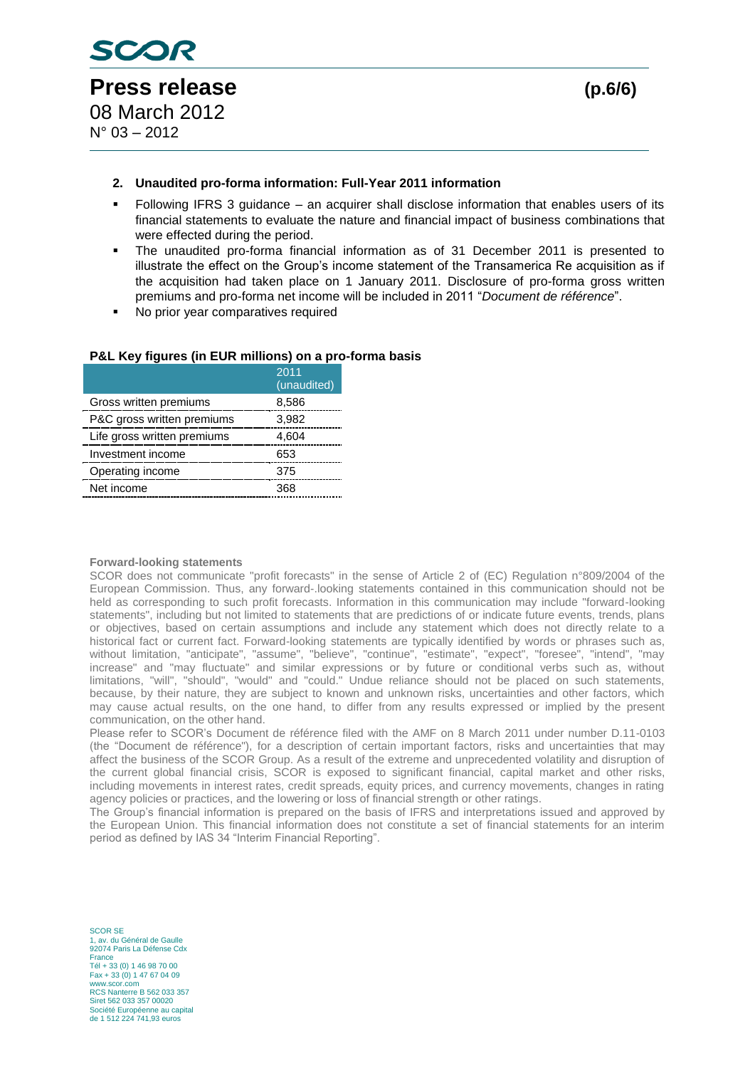## 2. Unaudited pro-forma information: Full-Year 2011 information

- Following IFRS 3 guidance – an acquirer shall disclose information that enables users of its financial statements to evaluate the nature and financial impact of business combinations that were effected during the period.
- The unaudited pro-forma financial information as of 31 December 2011 is presented to illustrate the effect on the Group's income statement of the Transamerica Re acquisition as if the acquisition had taken place on 1 January 2011. Disclosure of pro-forma gross written premiums and pro-forma net income will be included in 2011 "*Document de référence*".
- No prior year comparatives required

**P&L Key figures (in EUR millions) on a pro-forma basis**

| | 2011 (unaudited) |
|---|---|
| Gross written premiums | 8,586 |
| P&C gross written premiums | 3,982 |
| Life gross written premiums | 4,604 |
| Investment income | 653 |
| Operating income | 375 |
| Net income | 368 |

**Forward-looking statements**

SCOR does not communicate "profit forecasts" in the sense of Article 2 of (EC) Regulation n°809/2004 of the European Commission. Thus, any forward-.looking statements contained in this communication should not be held as corresponding to such profit forecasts. Information in this communication may include "forward-looking statements", including but not limited to statements that are predictions of or indicate future events, trends, plans or objectives, based on certain assumptions and include any statement which does not directly relate to a historical fact or current fact. Forward-looking statements are typically identified by words or phrases such as, without limitation, "anticipate", "assume", "believe", "continue", "estimate", "expect", "foresee", "intend", "may increase" and "may fluctuate" and similar expressions or by future or conditional verbs such as, without limitations, "will", "should", "would" and "could." Undue reliance should not be placed on such statements, because, by their nature, they are subject to known and unknown risks, uncertainties and other factors, which may cause actual results, on the one hand, to differ from any results expressed or implied by the present communication, on the other hand.

Please refer to SCOR's Document de référence filed with the AMF on 8 March 2011 under number D.11-0103 (the "Document de référence"), for a description of certain important factors, risks and uncertainties that may affect the business of the SCOR Group. As a result of the extreme and unprecedented volatility and disruption of the current global financial crisis, SCOR is exposed to significant financial, capital market and other risks, including movements in interest rates, credit spreads, equity prices, and currency movements, changes in rating agency policies or practices, and the lowering or loss of financial strength or other ratings.

The Group's financial information is prepared on the basis of IFRS and interpretations issued and approved by the European Union. This financial information does not constitute a set of financial statements for an interim period as defined by IAS 34 "Interim Financial Reporting".

SCOR SE
1, av. du Général de Gaulle
92074 Paris La Défense Cdx
France
Tél + 33 (0) 1 46 98 70 00
Fax + 33 (0) 1 47 67 04 09
www.scor.com
RCS Nanterre B 562 033 357
Siret 562 033 357 00020
Société Européenne au capital de 1 512 224 741,93 euros